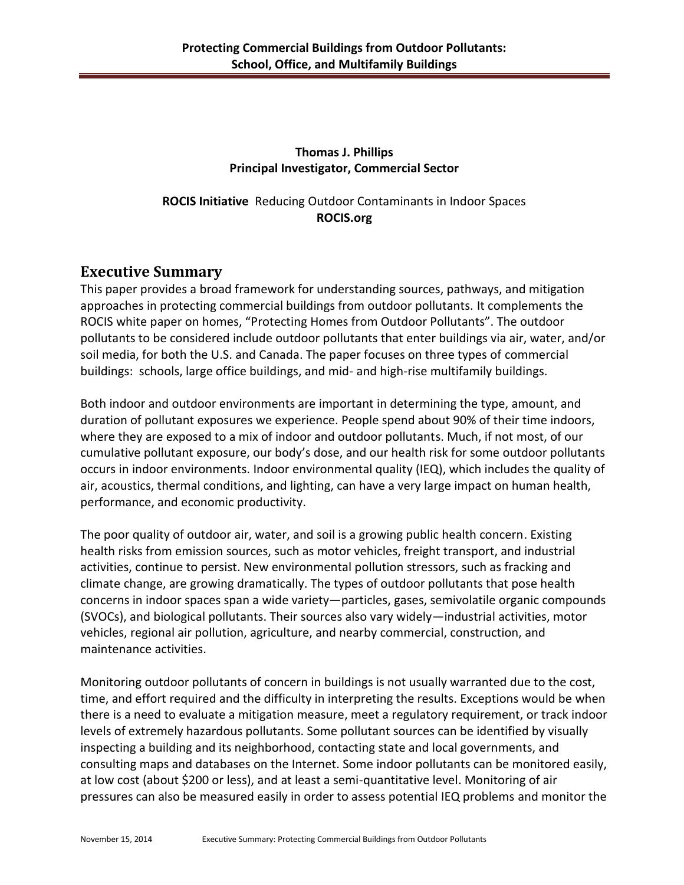# Protecting Commercial Buildings from Outdoor Pollutants: School, Office, and Multifamily Buildings

**Thomas J. Phillips**
**Principal Investigator, Commercial Sector**

**ROCIS Initiative** Reducing Outdoor Contaminants in Indoor Spaces
**ROCIS.org**

## Executive Summary

This paper provides a broad framework for understanding sources, pathways, and mitigation approaches in protecting commercial buildings from outdoor pollutants. It complements the ROCIS white paper on homes, "Protecting Homes from Outdoor Pollutants". The outdoor pollutants to be considered include outdoor pollutants that enter buildings via air, water, and/or soil media, for both the U.S. and Canada. The paper focuses on three types of commercial buildings: schools, large office buildings, and mid- and high-rise multifamily buildings.

Both indoor and outdoor environments are important in determining the type, amount, and duration of pollutant exposures we experience. People spend about 90% of their time indoors, where they are exposed to a mix of indoor and outdoor pollutants. Much, if not most, of our cumulative pollutant exposure, our body's dose, and our health risk for some outdoor pollutants occurs in indoor environments. Indoor environmental quality (IEQ), which includes the quality of air, acoustics, thermal conditions, and lighting, can have a very large impact on human health, performance, and economic productivity.

The poor quality of outdoor air, water, and soil is a growing public health concern. Existing health risks from emission sources, such as motor vehicles, freight transport, and industrial activities, continue to persist. New environmental pollution stressors, such as fracking and climate change, are growing dramatically. The types of outdoor pollutants that pose health concerns in indoor spaces span a wide variety—particles, gases, semivolatile organic compounds (SVOCs), and biological pollutants. Their sources also vary widely—industrial activities, motor vehicles, regional air pollution, agriculture, and nearby commercial, construction, and maintenance activities.

Monitoring outdoor pollutants of concern in buildings is not usually warranted due to the cost, time, and effort required and the difficulty in interpreting the results. Exceptions would be when there is a need to evaluate a mitigation measure, meet a regulatory requirement, or track indoor levels of extremely hazardous pollutants. Some pollutant sources can be identified by visually inspecting a building and its neighborhood, contacting state and local governments, and consulting maps and databases on the Internet. Some indoor pollutants can be monitored easily, at low cost (about $200 or less), and at least a semi-quantitative level. Monitoring of air pressures can also be measured easily in order to assess potential IEQ problems and monitor the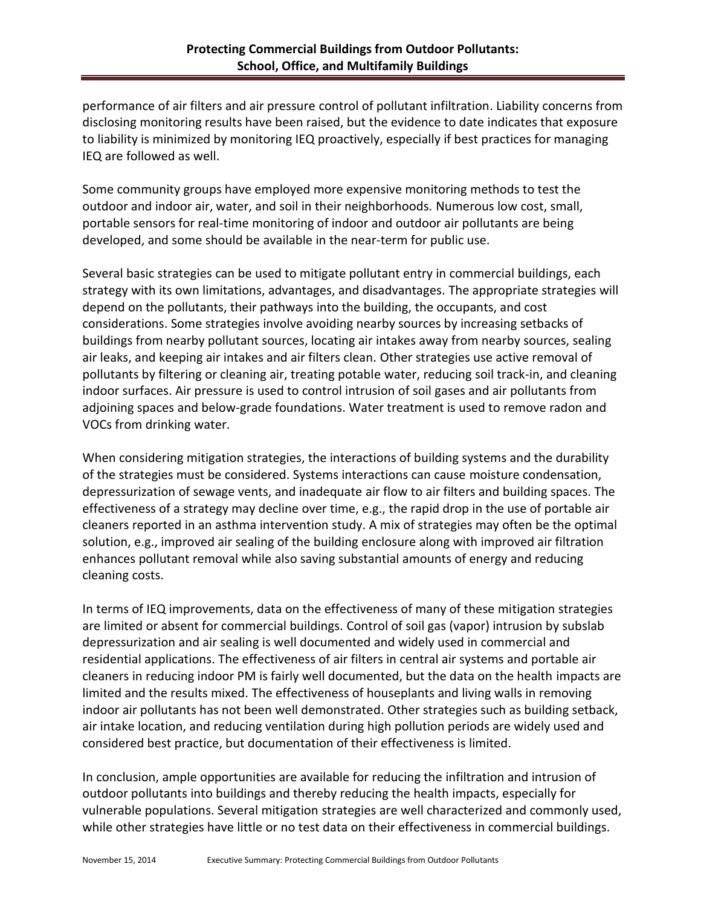performance of air filters and air pressure control of pollutant infiltration. Liability concerns from disclosing monitoring results have been raised, but the evidence to date indicates that exposure to liability is minimized by monitoring IEQ proactively, especially if best practices for managing IEQ are followed as well.

Some community groups have employed more expensive monitoring methods to test the outdoor and indoor air, water, and soil in their neighborhoods. Numerous low cost, small, portable sensors for real-time monitoring of indoor and outdoor air pollutants are being developed, and some should be available in the near-term for public use.

Several basic strategies can be used to mitigate pollutant entry in commercial buildings, each strategy with its own limitations, advantages, and disadvantages. The appropriate strategies will depend on the pollutants, their pathways into the building, the occupants, and cost considerations. Some strategies involve avoiding nearby sources by increasing setbacks of buildings from nearby pollutant sources, locating air intakes away from nearby sources, sealing air leaks, and keeping air intakes and air filters clean. Other strategies use active removal of pollutants by filtering or cleaning air, treating potable water, reducing soil track-in, and cleaning indoor surfaces. Air pressure is used to control intrusion of soil gases and air pollutants from adjoining spaces and below-grade foundations. Water treatment is used to remove radon and VOCs from drinking water.

When considering mitigation strategies, the interactions of building systems and the durability of the strategies must be considered. Systems interactions can cause moisture condensation, depressurization of sewage vents, and inadequate air flow to air filters and building spaces. The effectiveness of a strategy may decline over time, e.g., the rapid drop in the use of portable air cleaners reported in an asthma intervention study. A mix of strategies may often be the optimal solution, e.g., improved air sealing of the building enclosure along with improved air filtration enhances pollutant removal while also saving substantial amounts of energy and reducing cleaning costs.

In terms of IEQ improvements, data on the effectiveness of many of these mitigation strategies are limited or absent for commercial buildings. Control of soil gas (vapor) intrusion by subslab depressurization and air sealing is well documented and widely used in commercial and residential applications. The effectiveness of air filters in central air systems and portable air cleaners in reducing indoor PM is fairly well documented, but the data on the health impacts are limited and the results mixed. The effectiveness of houseplants and living walls in removing indoor air pollutants has not been well demonstrated. Other strategies such as building setback, air intake location, and reducing ventilation during high pollution periods are widely used and considered best practice, but documentation of their effectiveness is limited.

In conclusion, ample opportunities are available for reducing the infiltration and intrusion of outdoor pollutants into buildings and thereby reducing the health impacts, especially for vulnerable populations. Several mitigation strategies are well characterized and commonly used, while other strategies have little or no test data on their effectiveness in commercial buildings.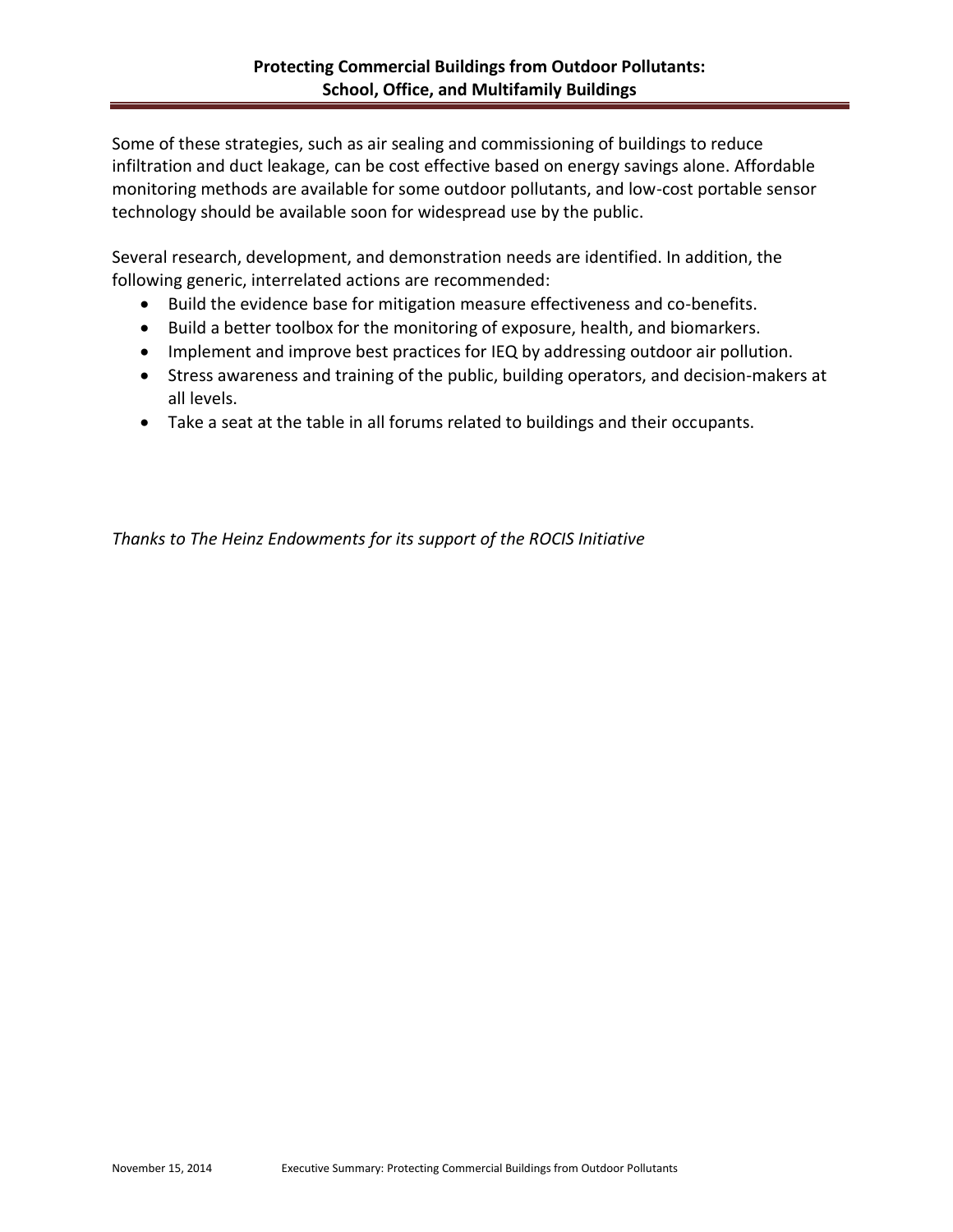Some of these strategies, such as air sealing and commissioning of buildings to reduce infiltration and duct leakage, can be cost effective based on energy savings alone. Affordable monitoring methods are available for some outdoor pollutants, and low-cost portable sensor technology should be available soon for widespread use by the public.

Several research, development, and demonstration needs are identified. In addition, the following generic, interrelated actions are recommended:

- Build the evidence base for mitigation measure effectiveness and co-benefits.
- Build a better toolbox for the monitoring of exposure, health, and biomarkers.
- Implement and improve best practices for IEQ by addressing outdoor air pollution.
- Stress awareness and training of the public, building operators, and decision-makers at all levels.
- Take a seat at the table in all forums related to buildings and their occupants.

*Thanks to The Heinz Endowments for its support of the ROCIS Initiative*